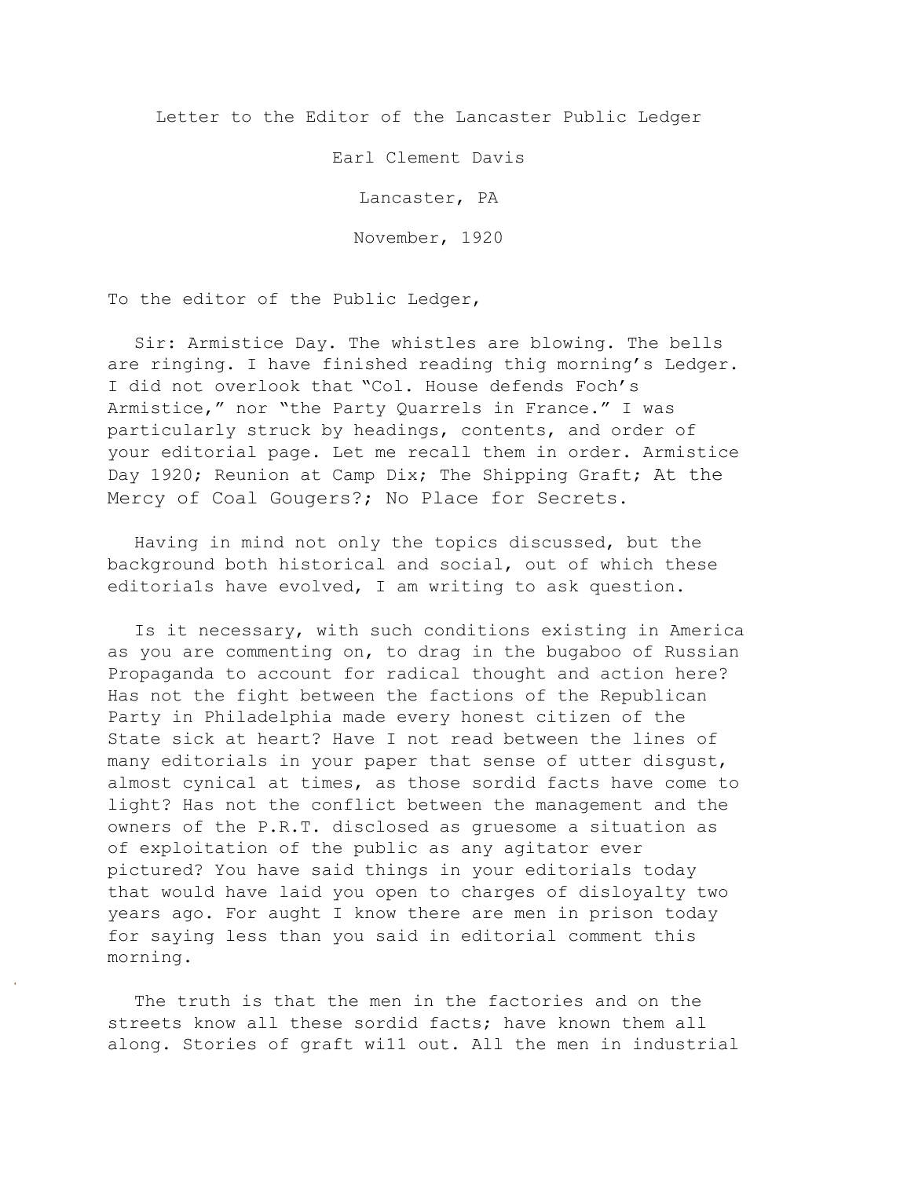Letter to the Editor of the Lancaster Public Ledger

Earl Clement Davis

Lancaster, PA

November, 1920

To the editor of the Public Ledger,

Sir: Armistice Day. The whistles are blowing. The bells are ringing. I have finished reading thig morning's Ledger. I did not overlook that "Col. House defends Foch's Armistice," nor "the Party Quarrels in France." I was particularly struck by headings, contents, and order of your editorial page. Let me recall them in order. Armistice Day 1920; Reunion at Camp Dix; The Shipping Graft; At the Mercy of Coal Gougers?; No Place for Secrets.

Having in mind not only the topics discussed, but the background both historical and social, out of which these editorials have evolved, I am writing to ask question.

Is it necessary, with such conditions existing in America as you are commenting on, to drag in the bugaboo of Russian Propaganda to account for radical thought and action here? Has not the fight between the factions of the Republican Party in Philadelphia made every honest citizen of the State sick at heart? Have I not read between the lines of many editorials in your paper that sense of utter disgust, almost cynical at times, as those sordid facts have come to light? Has not the conflict between the management and the owners of the P.R.T. disclosed as gruesome a situation as of exploitation of the public as any agitator ever pictured? You have said things in your editorials today that would have laid you open to charges of disloyalty two years ago. For aught I know there are men in prison today for saying less than you said in editorial comment this morning.

The truth is that the men in the factories and on the streets know all these sordid facts; have known them all along. Stories of graft will out. All the men in industrial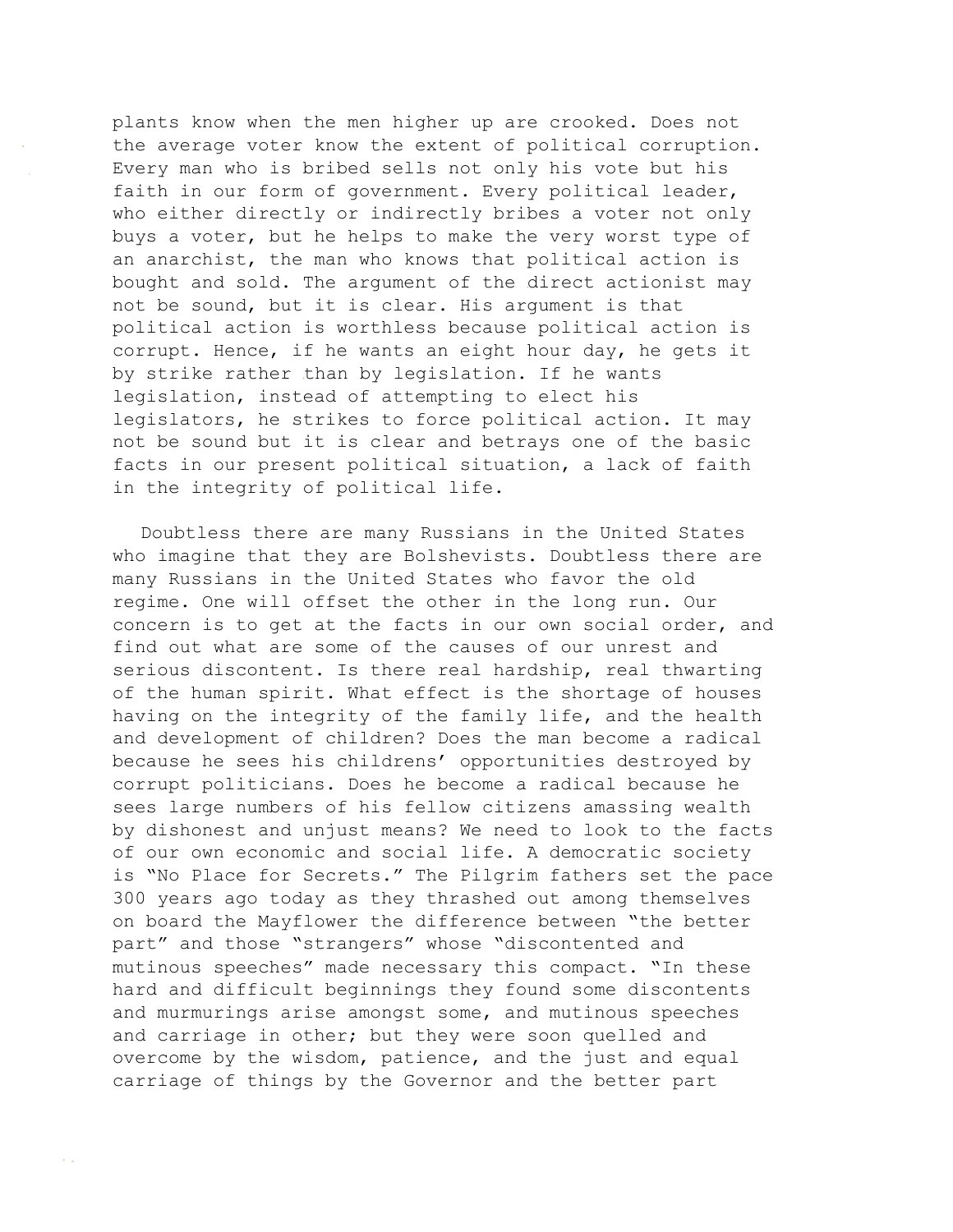plants know when the men higher up are crooked. Does not the average voter know the extent of political corruption. Every man who is bribed sells not only his vote but his faith in our form of government. Every political leader, who either directly or indirectly bribes a voter not only buys a voter, but he helps to make the very worst type of an anarchist, the man who knows that political action is bought and sold. The argument of the direct actionist may not be sound, but it is clear. His argument is that political action is worthless because political action is corrupt. Hence, if he wants an eight hour day, he gets it by strike rather than by legislation. If he wants legislation, instead of attempting to elect his legislators, he strikes to force political action. It may not be sound but it is clear and betrays one of the basic facts in our present political situation, a lack of faith in the integrity of political life.

Doubtless there are many Russians in the United States who imagine that they are Bolshevists. Doubtless there are many Russians in the United States who favor the old regime. One will offset the other in the long run. Our concern is to get at the facts in our own social order, and find out what are some of the causes of our unrest and serious discontent. Is there real hardship, real thwarting of the human spirit. What effect is the shortage of houses having on the integrity of the family life, and the health and development of children? Does the man become a radical because he sees his childrens' opportunities destroyed by corrupt politicians. Does he become a radical because he sees large numbers of his fellow citizens amassing wealth by dishonest and unjust means? We need to look to the facts of our own economic and social life. A democratic society is "No Place for Secrets." The Pilgrim fathers set the pace 300 years ago today as they thrashed out among themselves on board the Mayflower the difference between "the better part" and those "strangers" whose "discontented and mutinous speeches" made necessary this compact. "In these hard and difficult beginnings they found some discontents and murmurings arise amongst some, and mutinous speeches and carriage in other; but they were soon quelled and overcome by the wisdom, patience, and the just and equal carriage of things by the Governor and the better part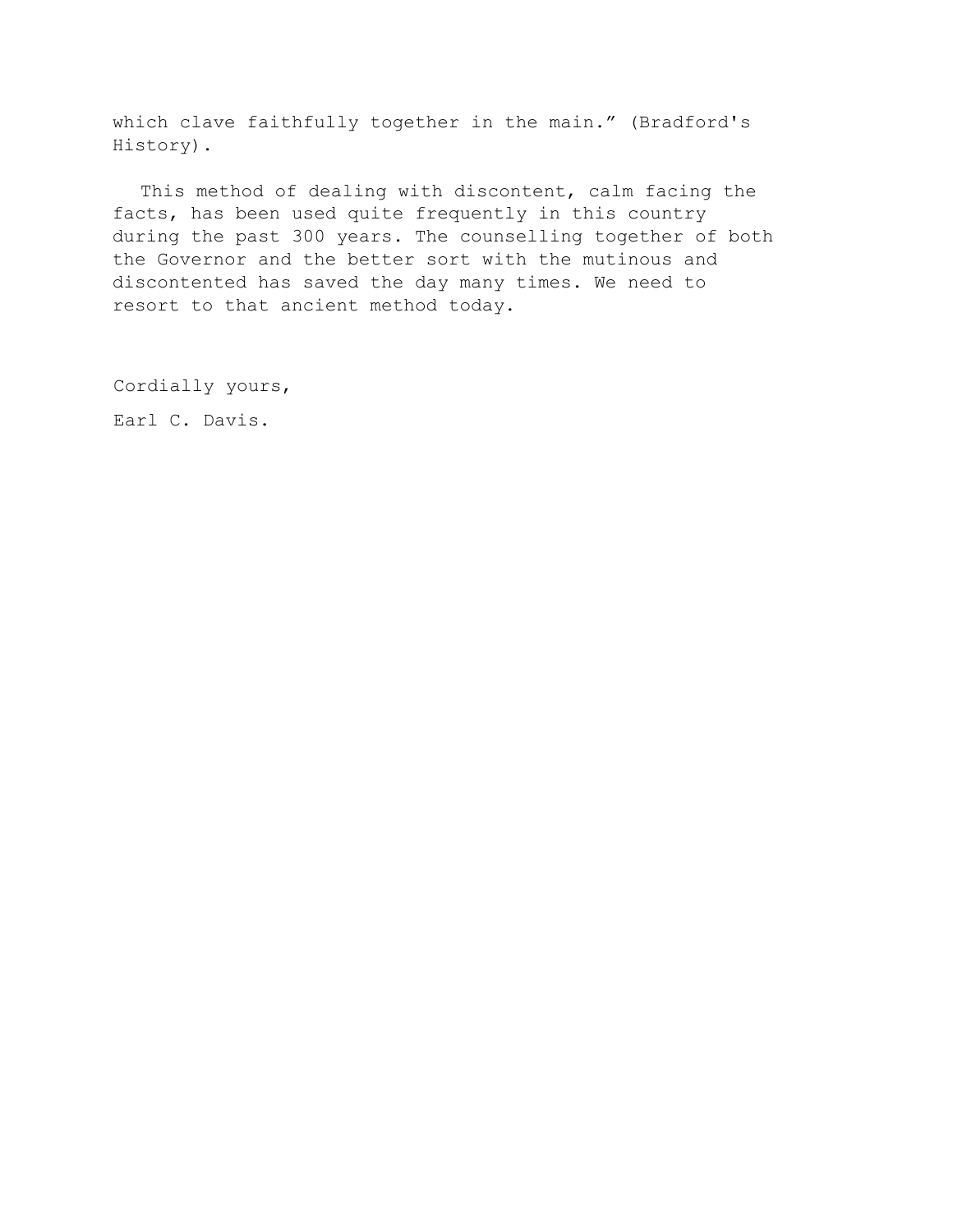which clave faithfully together in the main.” (Bradford's History).

This method of dealing with discontent, calm facing the facts, has been used quite frequently in this country during the past 300 years. The counselling together of both the Governor and the better sort with the mutinous and discontented has saved the day many times. We need to resort to that ancient method today.

Cordially yours,

Earl C. Davis.